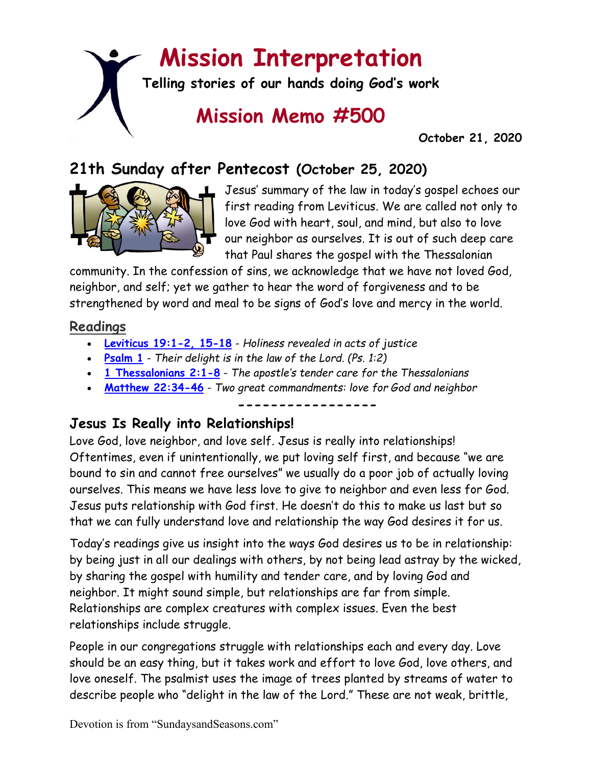# Mission Interpretation

**Telling stories of our hands doing God's work**

## Mission Memo #500

**October 21, 2020**

## 21th Sunday after Pentecost (October 25, 2020)

Jesus' summary of the law in today's gospel echoes our first reading from Leviticus. We are called not only to love God with heart, soul, and mind, but also to love our neighbor as ourselves. It is out of such deep care that Paul shares the gospel with the Thessalonian community. In the confession of sins, we acknowledge that we have not loved God, neighbor, and self; yet we gather to hear the word of forgiveness and to be strengthened by word and meal to be signs of God's love and mercy in the world.

### Readings

- **Leviticus 19:1-2, 15-18** - *Holiness revealed in acts of justice*
- **Psalm 1** - *Their delight is in the law of the Lord. (Ps. 1:2)*
- **1 Thessalonians 2:1-8** - *The apostle's tender care for the Thessalonians*
- **Matthew 22:34-46** - *Two great commandments: love for God and neighbor*

-----------------

### Jesus Is Really into Relationships!

Love God, love neighbor, and love self. Jesus is really into relationships! Oftentimes, even if unintentionally, we put loving self first, and because "we are bound to sin and cannot free ourselves" we usually do a poor job of actually loving ourselves. This means we have less love to give to neighbor and even less for God. Jesus puts relationship with God first. He doesn't do this to make us last but so that we can fully understand love and relationship the way God desires it for us.

Today's readings give us insight into the ways God desires us to be in relationship: by being just in all our dealings with others, by not being lead astray by the wicked, by sharing the gospel with humility and tender care, and by loving God and neighbor. It might sound simple, but relationships are far from simple. Relationships are complex creatures with complex issues. Even the best relationships include struggle.

People in our congregations struggle with relationships each and every day. Love should be an easy thing, but it takes work and effort to love God, love others, and love oneself. The psalmist uses the image of trees planted by streams of water to describe people who "delight in the law of the Lord." These are not weak, brittle,

Devotion is from "SundaysandSeasons.com"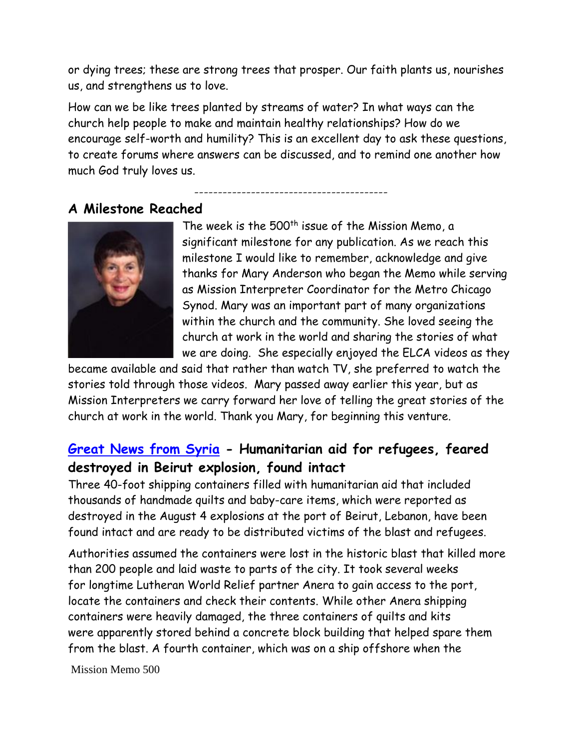or dying trees; these are strong trees that prosper. Our faith plants us, nourishes us, and strengthens us to love.

How can we be like trees planted by streams of water? In what ways can the church help people to make and maintain healthy relationships? How do we encourage self-worth and humility? This is an excellent day to ask these questions, to create forums where answers can be discussed, and to remind one another how much God truly loves us.

-----------------------------------------

## A Milestone Reached

The week is the 500th issue of the Mission Memo, a significant milestone for any publication. As we reach this milestone I would like to remember, acknowledge and give thanks for Mary Anderson who began the Memo while serving as Mission Interpreter Coordinator for the Metro Chicago Synod. Mary was an important part of many organizations within the church and the community. She loved seeing the church at work in the world and sharing the stories of what we are doing. She especially enjoyed the ELCA videos as they became available and said that rather than watch TV, she preferred to watch the stories told through those videos. Mary passed away earlier this year, but as Mission Interpreters we carry forward her love of telling the great stories of the church at work in the world. Thank you Mary, for beginning this venture.

## Great News from Syria - Humanitarian aid for refugees, feared destroyed in Beirut explosion, found intact

Three 40-foot shipping containers filled with humanitarian aid that included thousands of handmade quilts and baby-care items, which were reported as destroyed in the August 4 explosions at the port of Beirut, Lebanon, have been found intact and are ready to be distributed victims of the blast and refugees.

Authorities assumed the containers were lost in the historic blast that killed more than 200 people and laid waste to parts of the city. It took several weeks for longtime Lutheran World Relief partner Anera to gain access to the port, locate the containers and check their contents. While other Anera shipping containers were heavily damaged, the three containers of quilts and kits were apparently stored behind a concrete block building that helped spare them from the blast. A fourth container, which was on a ship offshore when the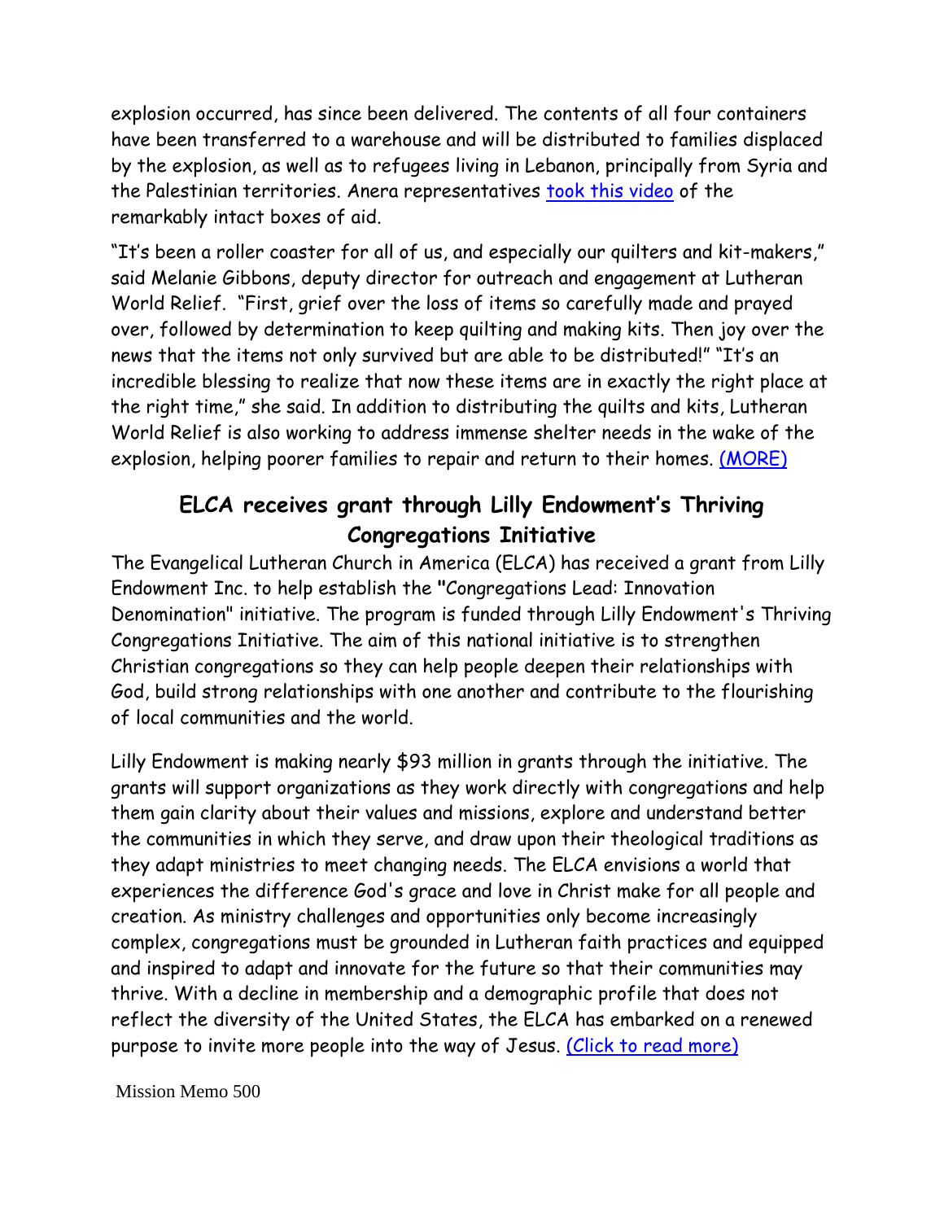explosion occurred, has since been delivered. The contents of all four containers have been transferred to a warehouse and will be distributed to families displaced by the explosion, as well as to refugees living in Lebanon, principally from Syria and the Palestinian territories. Anera representatives took this video of the remarkably intact boxes of aid.

"It's been a roller coaster for all of us, and especially our quilters and kit-makers," said Melanie Gibbons, deputy director for outreach and engagement at Lutheran World Relief. "First, grief over the loss of items so carefully made and prayed over, followed by determination to keep quilting and making kits. Then joy over the news that the items not only survived but are able to be distributed!" "It's an incredible blessing to realize that now these items are in exactly the right place at the right time," she said. In addition to distributing the quilts and kits, Lutheran World Relief is also working to address immense shelter needs in the wake of the explosion, helping poorer families to repair and return to their homes. (MORE)

## ELCA receives grant through Lilly Endowment's Thriving Congregations Initiative

The Evangelical Lutheran Church in America (ELCA) has received a grant from Lilly Endowment Inc. to help establish the "Congregations Lead: Innovation Denomination" initiative. The program is funded through Lilly Endowment's Thriving Congregations Initiative. The aim of this national initiative is to strengthen Christian congregations so they can help people deepen their relationships with God, build strong relationships with one another and contribute to the flourishing of local communities and the world.

Lilly Endowment is making nearly $93 million in grants through the initiative. The grants will support organizations as they work directly with congregations and help them gain clarity about their values and missions, explore and understand better the communities in which they serve, and draw upon their theological traditions as they adapt ministries to meet changing needs. The ELCA envisions a world that experiences the difference God's grace and love in Christ make for all people and creation. As ministry challenges and opportunities only become increasingly complex, congregations must be grounded in Lutheran faith practices and equipped and inspired to adapt and innovate for the future so that their communities may thrive. With a decline in membership and a demographic profile that does not reflect the diversity of the United States, the ELCA has embarked on a renewed purpose to invite more people into the way of Jesus. (Click to read more)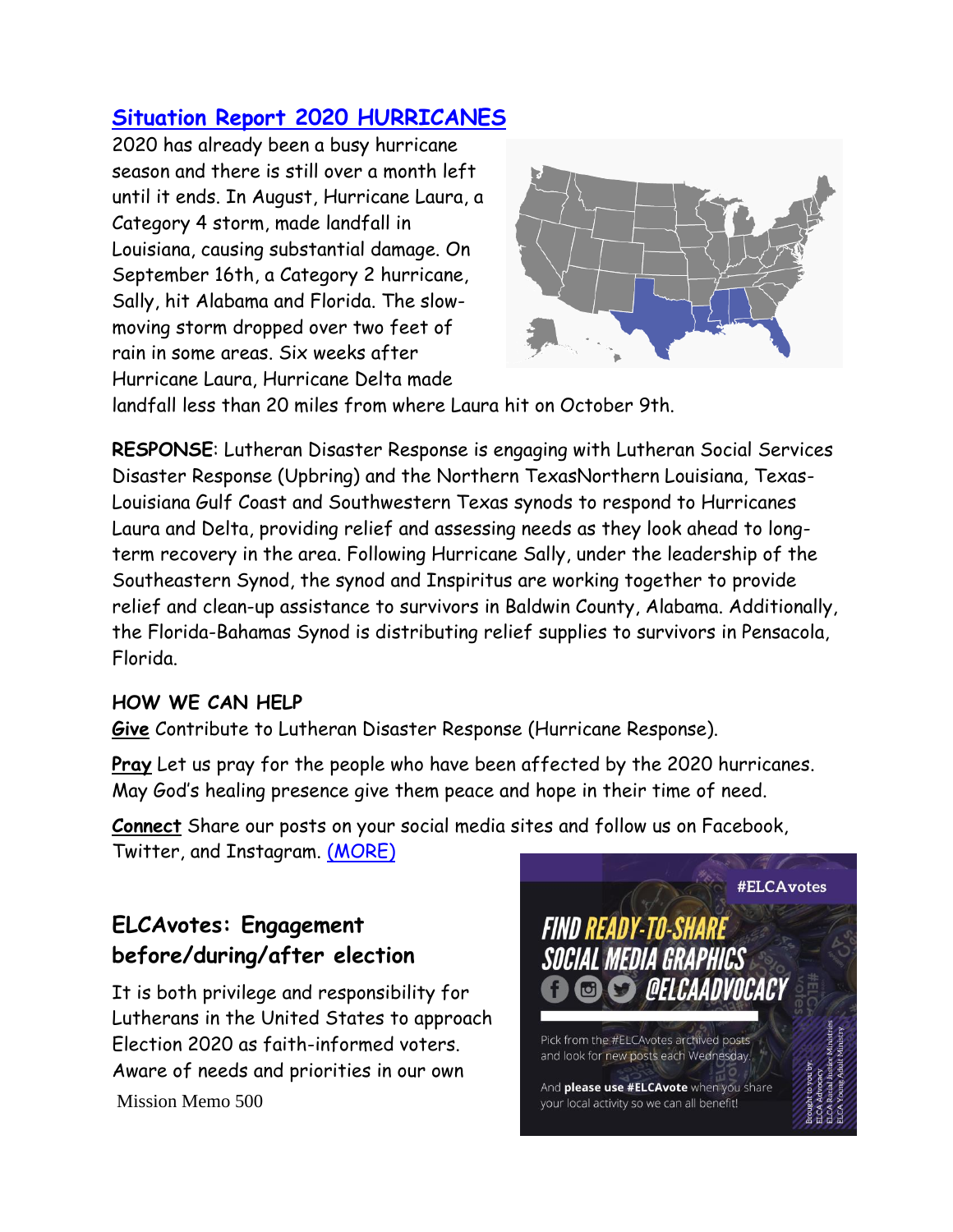## Situation Report 2020 HURRICANES

2020 has already been a busy hurricane season and there is still over a month left until it ends. In August, Hurricane Laura, a Category 4 storm, made landfall in Louisiana, causing substantial damage. On September 16th, a Category 2 hurricane, Sally, hit Alabama and Florida. The slow-moving storm dropped over two feet of rain in some areas. Six weeks after Hurricane Laura, Hurricane Delta made landfall less than 20 miles from where Laura hit on October 9th.

**RESPONSE**: Lutheran Disaster Response is engaging with Lutheran Social Services Disaster Response (Upbring) and the Northern TexasNorthern Louisiana, Texas-Louisiana Gulf Coast and Southwestern Texas synods to respond to Hurricanes Laura and Delta, providing relief and assessing needs as they look ahead to long-term recovery in the area. Following Hurricane Sally, under the leadership of the Southeastern Synod, the synod and Inspiritus are working together to provide relief and clean-up assistance to survivors in Baldwin County, Alabama. Additionally, the Florida-Bahamas Synod is distributing relief supplies to survivors in Pensacola, Florida.

**HOW WE CAN HELP**

**Give** Contribute to Lutheran Disaster Response (Hurricane Response).

**Pray** Let us pray for the people who have been affected by the 2020 hurricanes. May God's healing presence give them peace and hope in their time of need.

**Connect** Share our posts on your social media sites and follow us on Facebook, Twitter, and Instagram. (MORE)

## ELCAvotes: Engagement before/during/after election

It is both privilege and responsibility for Lutherans in the United States to approach Election 2020 as faith-informed voters. Aware of needs and priorities in our own

#ELCAvotes

FIND READY-TO-SHARE SOCIAL MEDIA GRAPHICS @ELCAADVOCACY

Pick from the #ELCAvotes archived posts and look for new posts each Wednesday.

And **please use #ELCAvote** when you share your local activity so we can all benefit!

Brought to you by: ELCA Advocacy, ELCA Racial Justice Ministries, ELCA Young Adult Ministry

Mission Memo 500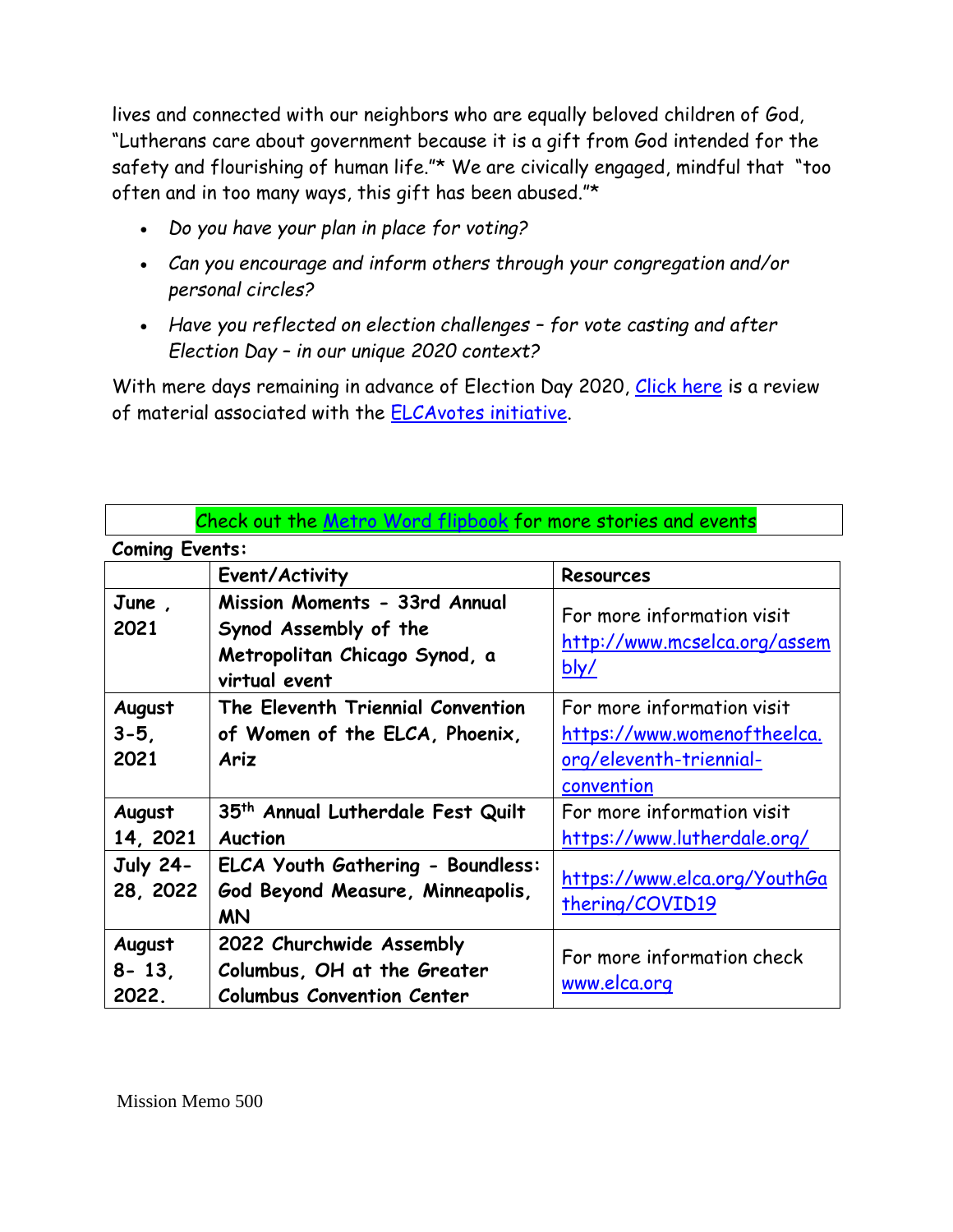lives and connected with our neighbors who are equally beloved children of God, "Lutherans care about government because it is a gift from God intended for the safety and flourishing of human life."* We are civically engaged, mindful that "too often and in too many ways, this gift has been abused."*

- *Do you have your plan in place for voting?*
- *Can you encourage and inform others through your congregation and/or personal circles?*
- *Have you reflected on election challenges – for vote casting and after Election Day – in our unique 2020 context?*

With mere days remaining in advance of Election Day 2020, Click here is a review of material associated with the ELCAvotes initiative.

Check out the Metro Word flipbook for more stories and events

**Coming Events:**

| | Event/Activity | Resources |
|---|---|---|
| **June , 2021** | **Mission Moments - 33rd Annual Synod Assembly of the Metropolitan Chicago Synod, a virtual event** | For more information visit http://www.mcselca.org/assembly/ |
| **August 3-5, 2021** | **The Eleventh Triennial Convention of Women of the ELCA, Phoenix, Ariz** | For more information visit https://www.womenoftheelca.org/eleventh-triennial-convention |
| **August 14, 2021** | **35th Annual Lutherdale Fest Quilt Auction** | For more information visit https://www.lutherdale.org/ |
| **July 24-28, 2022** | **ELCA Youth Gathering - Boundless: God Beyond Measure, Minneapolis, MN** | https://www.elca.org/YouthGathering/COVID19 |
| **August 8- 13, 2022.** | **2022 Churchwide Assembly Columbus, OH at the Greater Columbus Convention Center** | For more information check www.elca.org |

Mission Memo 500